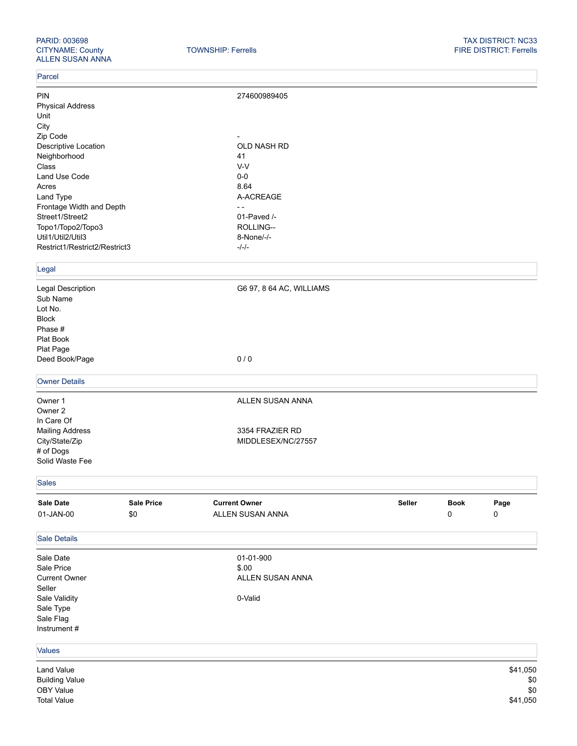PARID: 003698
CITYNAME: County
ALLEN SUSAN ANNA

TOWNSHIP: Ferrells

TAX DISTRICT: NC33
FIRE DISTRICT: Ferrells

## Parcel

| | |
|---|---|
| PIN | 274600989405 |
| Physical Address | |
| Unit | |
| City | |
| Zip Code | - |
| Descriptive Location | OLD NASH RD |
| Neighborhood | 41 |
| Class | V-V |
| Land Use Code | 0-0 |
| Acres | 8.64 |
| Land Type | A-ACREAGE |
| Frontage Width and Depth | - - |
| Street1/Street2 | 01-Paved /- |
| Topo1/Topo2/Topo3 | ROLLING-- |
| Util1/Util2/Util3 | 8-None/-/- |
| Restrict1/Restrict2/Restrict3 | -/-/- |

## Legal

| | |
|---|---|
| Legal Description | G6 97, 8 64 AC, WILLIAMS |
| Sub Name | |
| Lot No. | |
| Block | |
| Phase # | |
| Plat Book | |
| Plat Page | |
| Deed Book/Page | 0 / 0 |

## Owner Details

| | |
|---|---|
| Owner 1 | ALLEN SUSAN ANNA |
| Owner 2 | |
| In Care Of | |
| Mailing Address | 3354 FRAZIER RD |
| City/State/Zip | MIDDLESEX/NC/27557 |
| # of Dogs | |
| Solid Waste Fee | |

## Sales

| Sale Date | Sale Price | Current Owner | Seller | Book | Page |
|---|---|---|---|---|---|
| 01-JAN-00 | $0 | ALLEN SUSAN ANNA | | 0 | 0 |

## Sale Details

| | |
|---|---|
| Sale Date | 01-01-900 |
| Sale Price | $.00 |
| Current Owner | ALLEN SUSAN ANNA |
| Seller | |
| Sale Validity | 0-Valid |
| Sale Type | |
| Sale Flag | |
| Instrument # | |

## Values

| | |
|---|---|
| Land Value | $41,050 |
| Building Value | $0 |
| OBY Value | $0 |
| Total Value | $41,050 |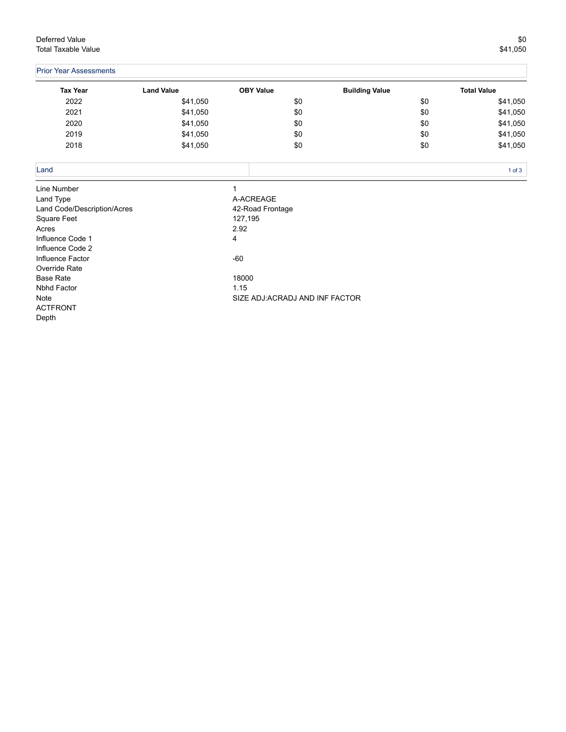| | |
|---|---|
| Deferred Value | $0 |
| Total Taxable Value | $41,050 |

## Prior Year Assessments

| Tax Year | Land Value | OBY Value | Building Value | Total Value |
|---|---|---|---|---|
| 2022 | $41,050 | $0 | $0 | $41,050 |
| 2021 | $41,050 | $0 | $0 | $41,050 |
| 2020 | $41,050 | $0 | $0 | $41,050 |
| 2019 | $41,050 | $0 | $0 | $41,050 |
| 2018 | $41,050 | $0 | $0 | $41,050 |

## Land

1 of 3

| | |
|---|---|
| Line Number | 1 |
| Land Type | A-ACREAGE |
| Land Code/Description/Acres | 42-Road Frontage |
| Square Feet | 127,195 |
| Acres | 2.92 |
| Influence Code 1 | 4 |
| Influence Code 2 | |
| Influence Factor | -60 |
| Override Rate | |
| Base Rate | 18000 |
| Nbhd Factor | 1.15 |
| Note | SIZE ADJ:ACRADJ AND INF FACTOR |
| ACTFRONT | |
| Depth | |